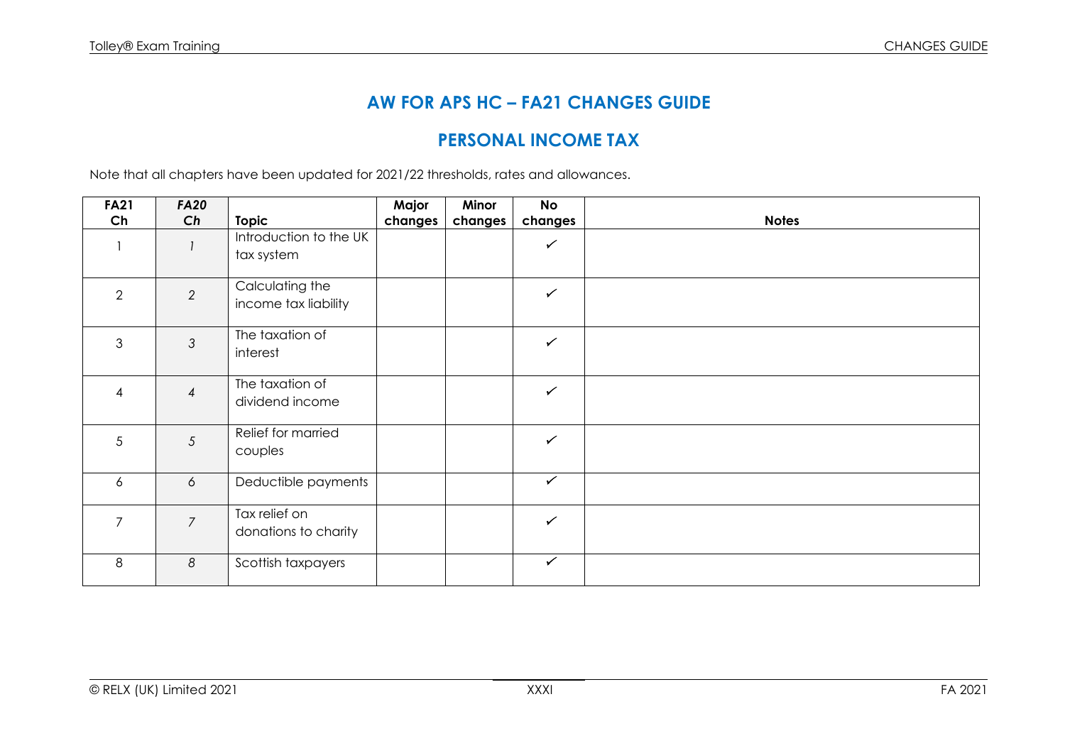# AW FOR APS HC – FA21 CHANGES GUIDE

## PERSONAL INCOME TAX

Note that all chapters have been updated for 2021/22 thresholds, rates and allowances.

| FA21 Ch | *FA20 Ch* | Topic | Major changes | Minor changes | No changes | Notes |
|---|---|---|---|---|---|---|
| 1 | *1* | Introduction to the UK tax system | | | ✓ | |
| 2 | *2* | Calculating the income tax liability | | | ✓ | |
| 3 | *3* | The taxation of interest | | | ✓ | |
| 4 | *4* | The taxation of dividend income | | | ✓ | |
| 5 | *5* | Relief for married couples | | | ✓ | |
| 6 | *6* | Deductible payments | | | ✓ | |
| 7 | *7* | Tax relief on donations to charity | | | ✓ | |
| 8 | *8* | Scottish taxpayers | | | ✓ | |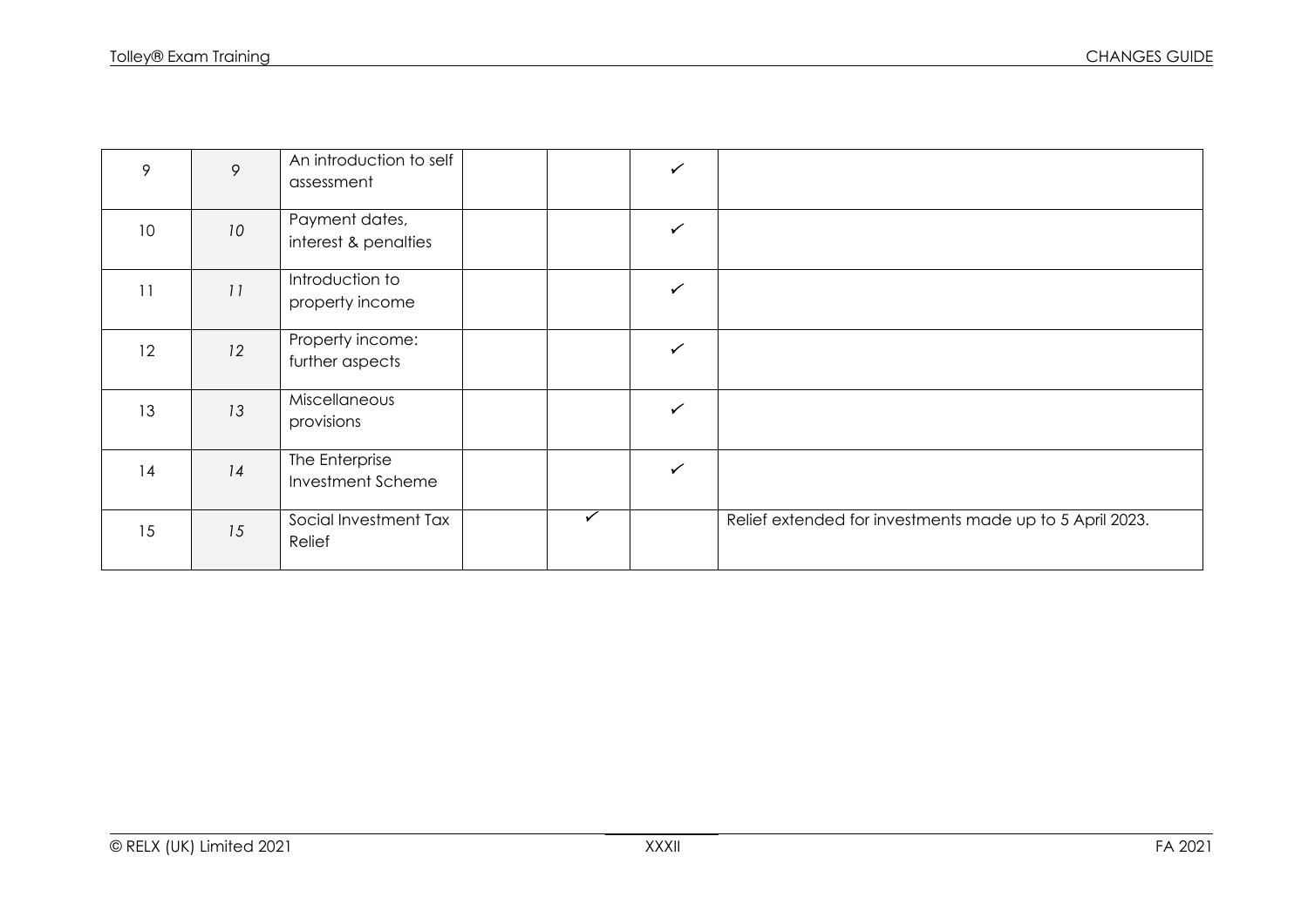| | | | | | | |
|---|---|---|---|---|---|---|
| 9 | *9* | An introduction to self assessment | | | ✓ | |
| 10 | *10* | Payment dates, interest & penalties | | | ✓ | |
| 11 | *11* | Introduction to property income | | | ✓ | |
| 12 | *12* | Property income: further aspects | | | ✓ | |
| 13 | *13* | Miscellaneous provisions | | | ✓ | |
| 14 | *14* | The Enterprise Investment Scheme | | | ✓ | |
| 15 | *15* | Social Investment Tax Relief | | ✓ | | Relief extended for investments made up to 5 April 2023. |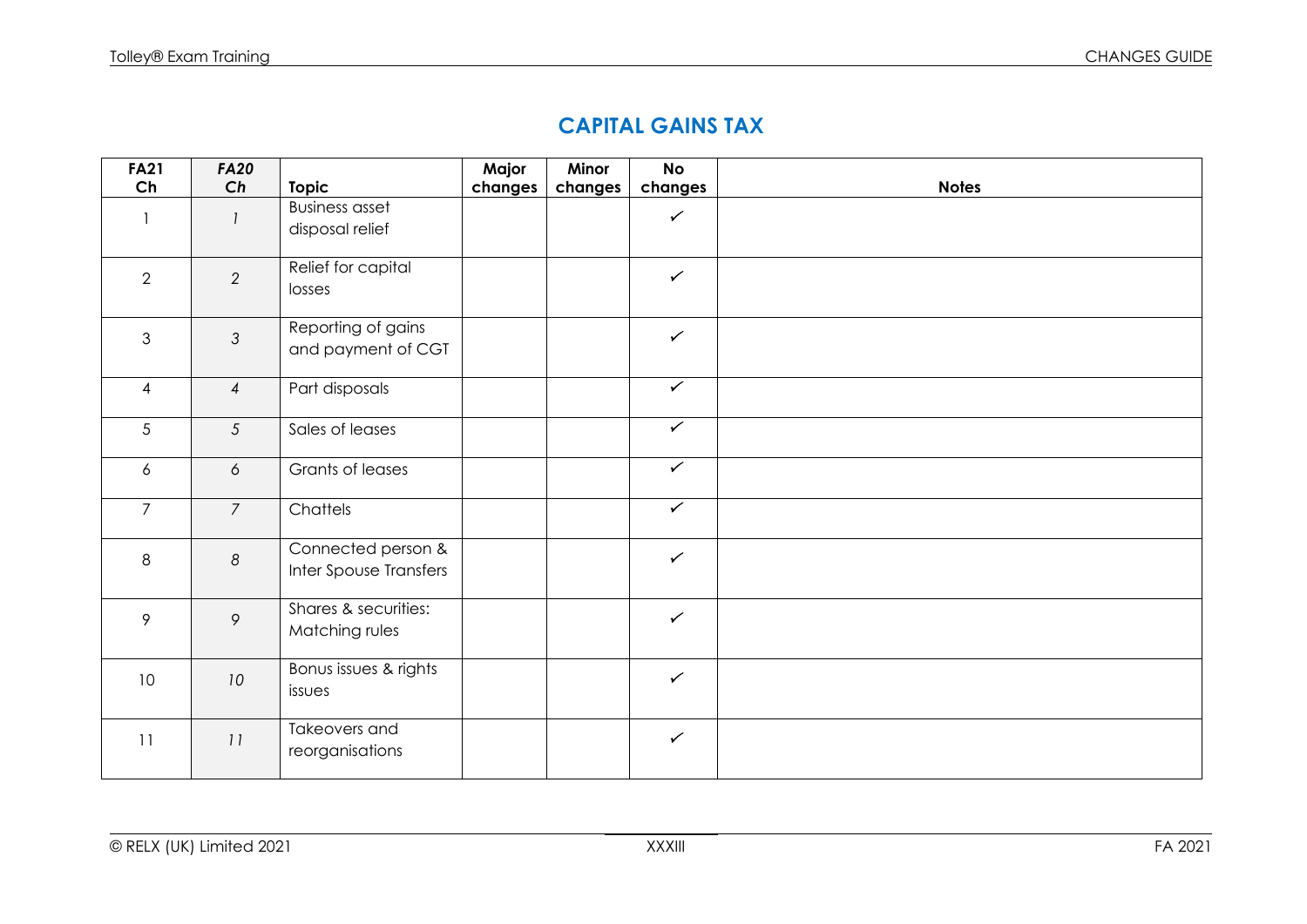## CAPITAL GAINS TAX

| **FA21 Ch** | ***FA20 Ch*** | **Topic** | **Major changes** | **Minor changes** | **No changes** | **Notes** |
|---|---|---|---|---|---|---|
| 1 | *1* | Business asset disposal relief | | | ✓ | |
| 2 | *2* | Relief for capital losses | | | ✓ | |
| 3 | *3* | Reporting of gains and payment of CGT | | | ✓ | |
| 4 | *4* | Part disposals | | | ✓ | |
| 5 | *5* | Sales of leases | | | ✓ | |
| 6 | *6* | Grants of leases | | | ✓ | |
| 7 | *7* | Chattels | | | ✓ | |
| 8 | *8* | Connected person & Inter Spouse Transfers | | | ✓ | |
| 9 | *9* | Shares & securities: Matching rules | | | ✓ | |
| 10 | *10* | Bonus issues & rights issues | | | ✓ | |
| 11 | *11* | Takeovers and reorganisations | | | ✓ | |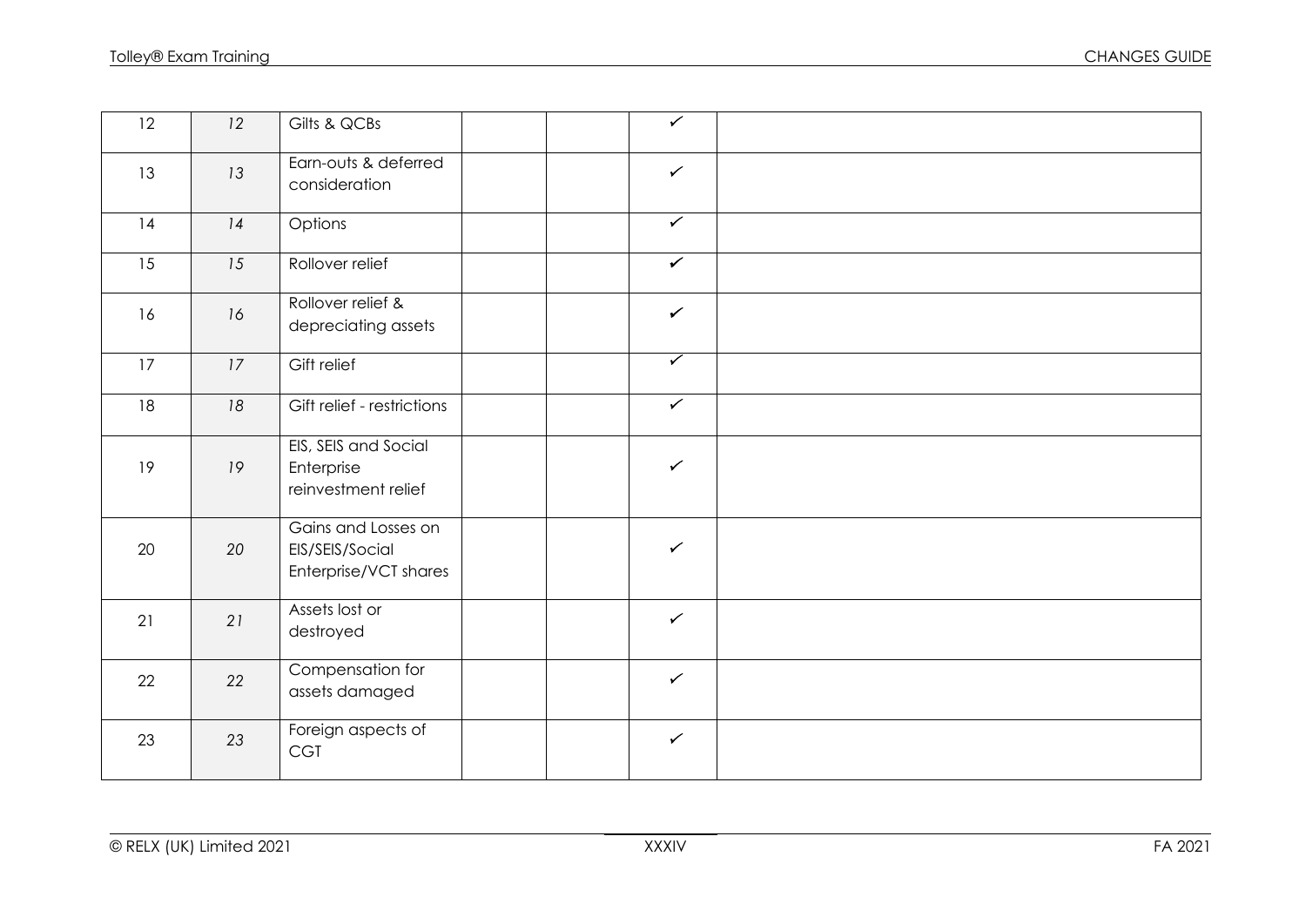| | | | | | | |
|---|---|---|---|---|---|---|
| 12 | *12* | Gilts & QCBs | | | ✓ | |
| 13 | *13* | Earn-outs & deferred consideration | | | ✓ | |
| 14 | *14* | Options | | | ✓ | |
| 15 | *15* | Rollover relief | | | ✓ | |
| 16 | *16* | Rollover relief & depreciating assets | | | ✓ | |
| 17 | *17* | Gift relief | | | ✓ | |
| 18 | *18* | Gift relief - restrictions | | | ✓ | |
| 19 | *19* | EIS, SEIS and Social Enterprise reinvestment relief | | | ✓ | |
| 20 | *20* | Gains and Losses on EIS/SEIS/Social Enterprise/VCT shares | | | ✓ | |
| 21 | *21* | Assets lost or destroyed | | | ✓ | |
| 22 | *22* | Compensation for assets damaged | | | ✓ | |
| 23 | *23* | Foreign aspects of CGT | | | ✓ | |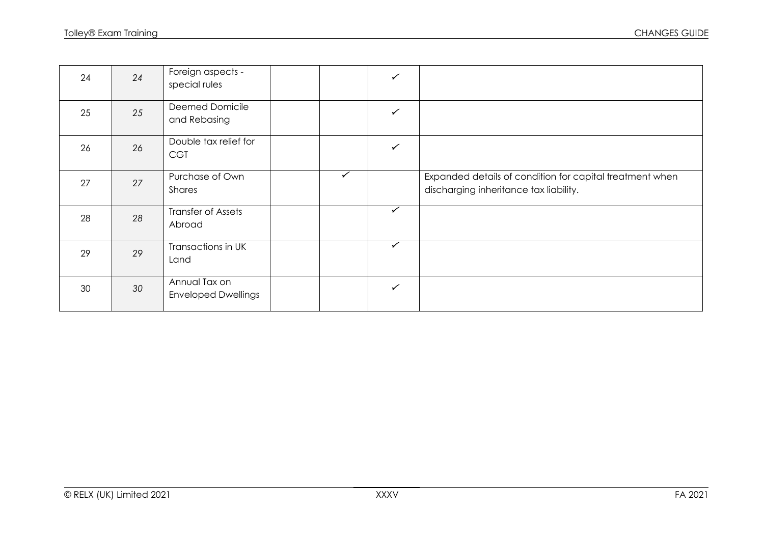| | | | | | | |
|---|---|---|---|---|---|---|
| 24 | *24* | Foreign aspects - special rules | | | ✓ | |
| 25 | *25* | Deemed Domicile and Rebasing | | | ✓ | |
| 26 | *26* | Double tax relief for CGT | | | ✓ | |
| 27 | *27* | Purchase of Own Shares | | ✓ | | Expanded details of condition for capital treatment when discharging inheritance tax liability. |
| 28 | *28* | Transfer of Assets Abroad | | | ✓ | |
| 29 | *29* | Transactions in UK Land | | | ✓ | |
| 30 | *30* | Annual Tax on Enveloped Dwellings | | | ✓ | |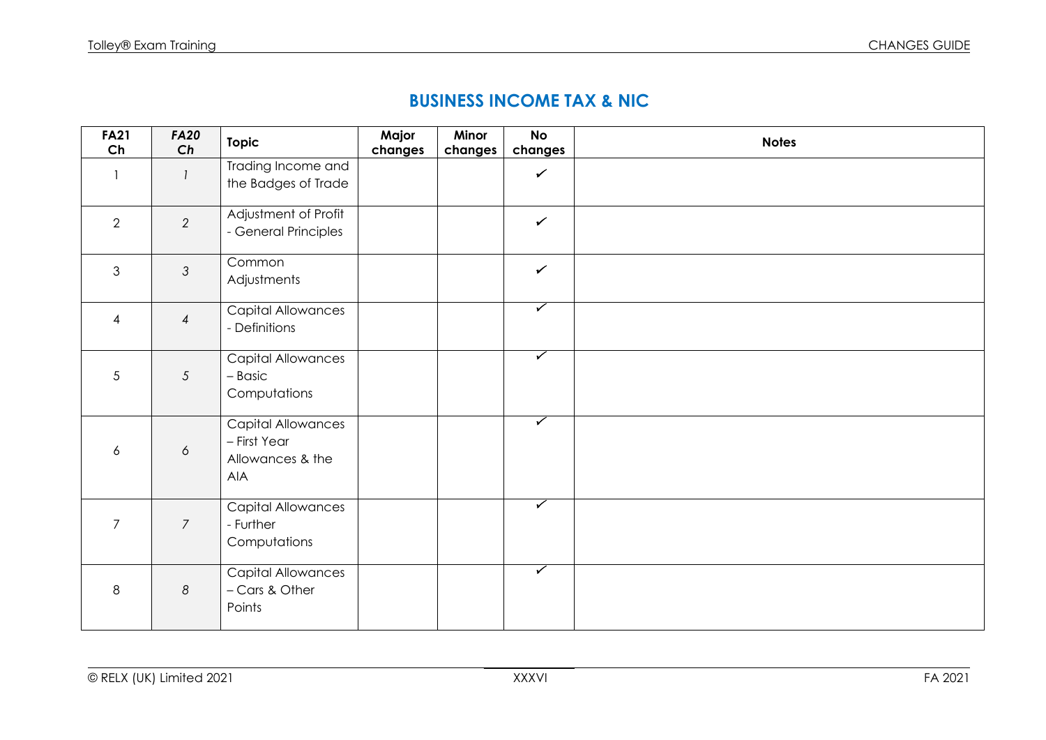## BUSINESS INCOME TAX & NIC

| FA21 Ch | *FA20 Ch* | Topic | Major changes | Minor changes | No changes | Notes |
|---|---|---|---|---|---|---|
| 1 | *1* | Trading Income and the Badges of Trade | | | ✓ | |
| 2 | *2* | Adjustment of Profit - General Principles | | | ✓ | |
| 3 | *3* | Common Adjustments | | | ✓ | |
| 4 | *4* | Capital Allowances - Definitions | | | ✓ | |
| 5 | *5* | Capital Allowances – Basic Computations | | | ✓ | |
| 6 | *6* | Capital Allowances – First Year Allowances & the AIA | | | ✓ | |
| 7 | *7* | Capital Allowances - Further Computations | | | ✓ | |
| 8 | *8* | Capital Allowances – Cars & Other Points | | | ✓ | |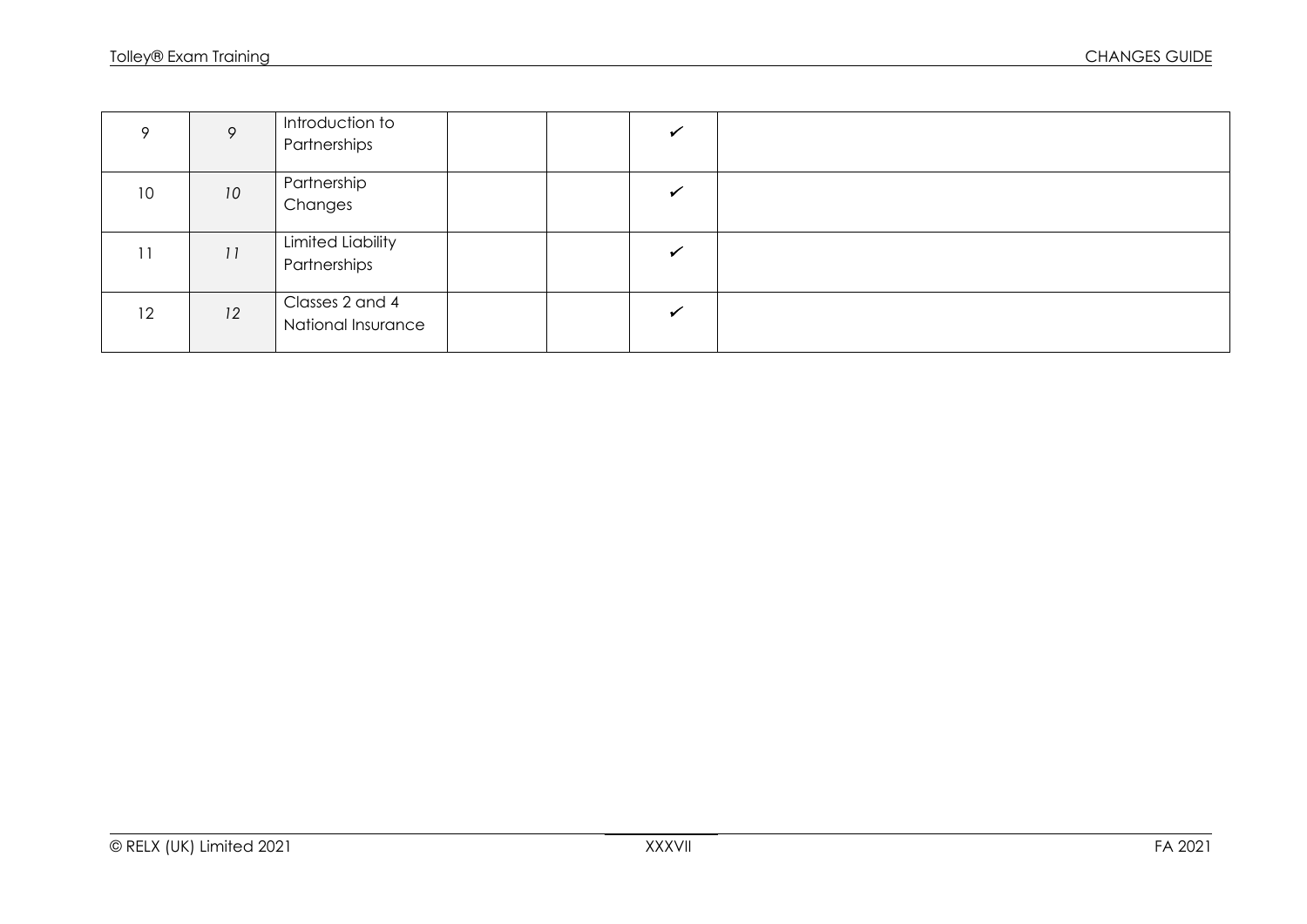| | | | | | | |
|---|---|---|---|---|---|---|
| 9 | *9* | Introduction to Partnerships | | | ✓ | |
| 10 | *10* | Partnership Changes | | | ✓ | |
| 11 | *11* | Limited Liability Partnerships | | | ✓ | |
| 12 | *12* | Classes 2 and 4 National Insurance | | | ✓ | |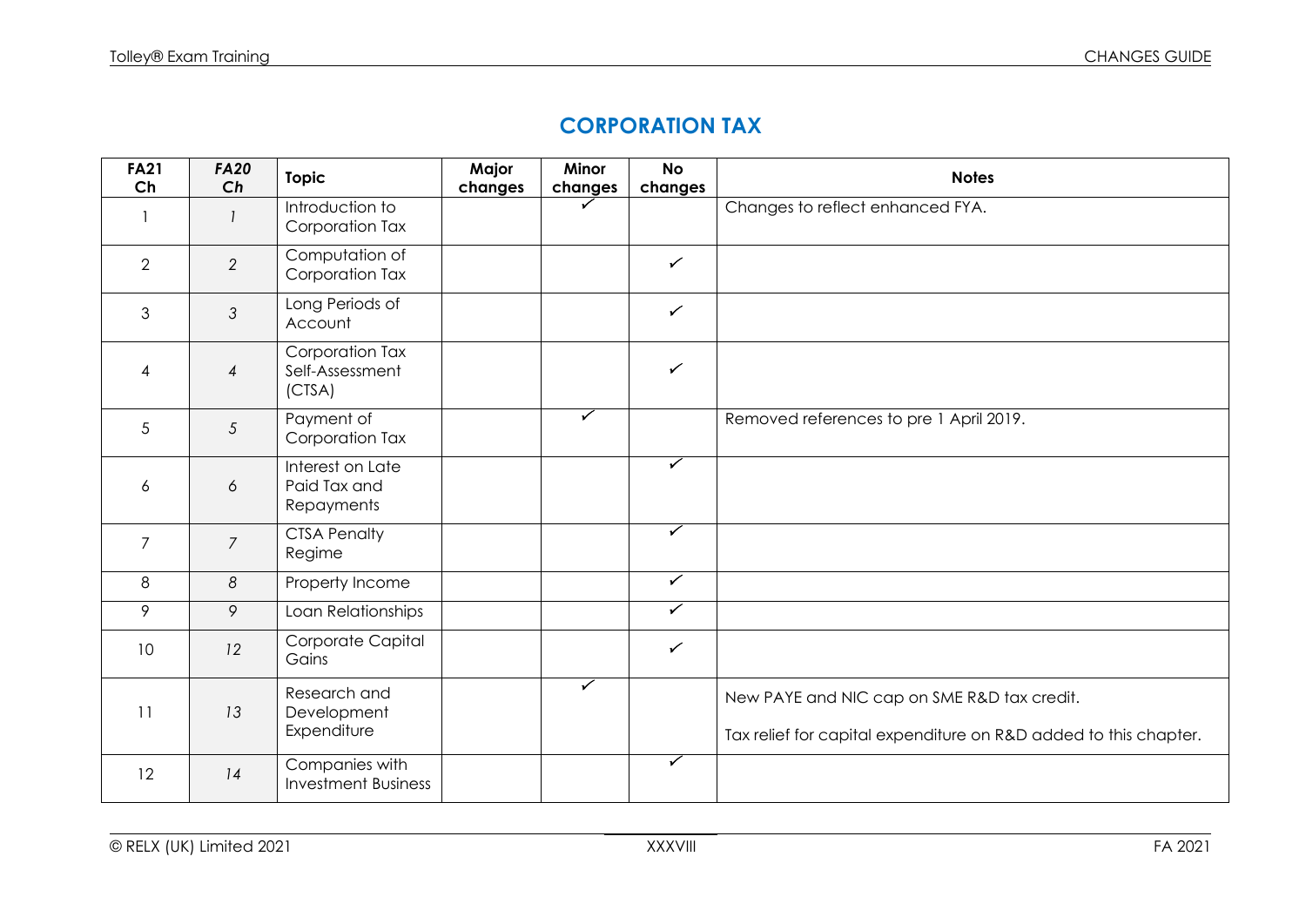# CORPORATION TAX

| FA21 Ch | *FA20 Ch* | Topic | Major changes | Minor changes | No changes | Notes |
|---|---|---|---|---|---|---|
| 1 | *1* | Introduction to Corporation Tax | | ✓ | | Changes to reflect enhanced FYA. |
| 2 | *2* | Computation of Corporation Tax | | | ✓ | |
| 3 | *3* | Long Periods of Account | | | ✓ | |
| 4 | *4* | Corporation Tax Self-Assessment (CTSA) | | | ✓ | |
| 5 | *5* | Payment of Corporation Tax | | ✓ | | Removed references to pre 1 April 2019. |
| 6 | *6* | Interest on Late Paid Tax and Repayments | | | ✓ | |
| 7 | *7* | CTSA Penalty Regime | | | ✓ | |
| 8 | *8* | Property Income | | | ✓ | |
| 9 | *9* | Loan Relationships | | | ✓ | |
| 10 | *12* | Corporate Capital Gains | | | ✓ | |
| 11 | *13* | Research and Development Expenditure | | ✓ | | New PAYE and NIC cap on SME R&D tax credit. Tax relief for capital expenditure on R&D added to this chapter. |
| 12 | *14* | Companies with Investment Business | | | ✓ | |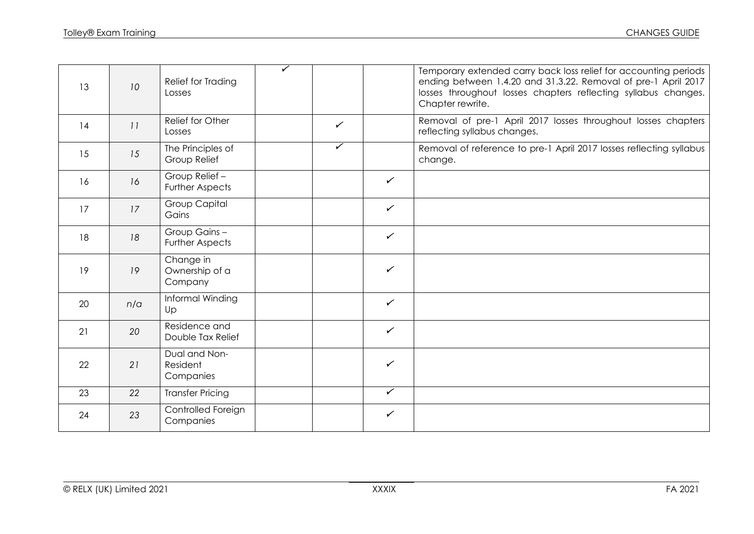| | | | | | | |
|---|---|---|---|---|---|---|
| 13 | *10* | Relief for Trading Losses | ✓ | | | Temporary extended carry back loss relief for accounting periods ending between 1.4.20 and 31.3.22. Removal of pre-1 April 2017 losses throughout losses chapters reflecting syllabus changes. Chapter rewrite. |
| 14 | *11* | Relief for Other Losses | | ✓ | | Removal of pre-1 April 2017 losses throughout losses chapters reflecting syllabus changes. |
| 15 | *15* | The Principles of Group Relief | | ✓ | | Removal of reference to pre-1 April 2017 losses reflecting syllabus change. |
| 16 | *16* | Group Relief – Further Aspects | | | ✓ | |
| 17 | *17* | Group Capital Gains | | | ✓ | |
| 18 | *18* | Group Gains – Further Aspects | | | ✓ | |
| 19 | *19* | Change in Ownership of a Company | | | ✓ | |
| 20 | *n/a* | Informal Winding Up | | | ✓ | |
| 21 | *20* | Residence and Double Tax Relief | | | ✓ | |
| 22 | *21* | Dual and Non-Resident Companies | | | ✓ | |
| 23 | *22* | Transfer Pricing | | | ✓ | |
| 24 | *23* | Controlled Foreign Companies | | | ✓ | |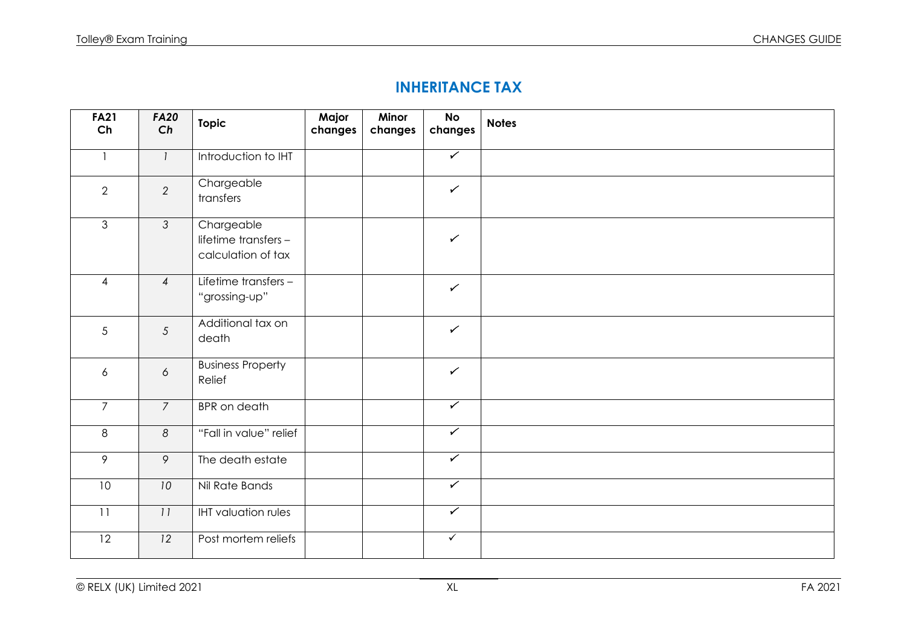## INHERITANCE TAX

| FA21 Ch | *FA20 Ch* | Topic | Major changes | Minor changes | No changes | Notes |
|---|---|---|---|---|---|---|
| 1 | *1* | Introduction to IHT | | | ✓ | |
| 2 | *2* | Chargeable transfers | | | ✓ | |
| 3 | *3* | Chargeable lifetime transfers – calculation of tax | | | ✓ | |
| 4 | *4* | Lifetime transfers – "grossing-up" | | | ✓ | |
| 5 | *5* | Additional tax on death | | | ✓ | |
| 6 | *6* | Business Property Relief | | | ✓ | |
| 7 | *7* | BPR on death | | | ✓ | |
| 8 | *8* | "Fall in value" relief | | | ✓ | |
| 9 | *9* | The death estate | | | ✓ | |
| 10 | *10* | Nil Rate Bands | | | ✓ | |
| 11 | *11* | IHT valuation rules | | | ✓ | |
| 12 | *12* | Post mortem reliefs | | | ✓ | |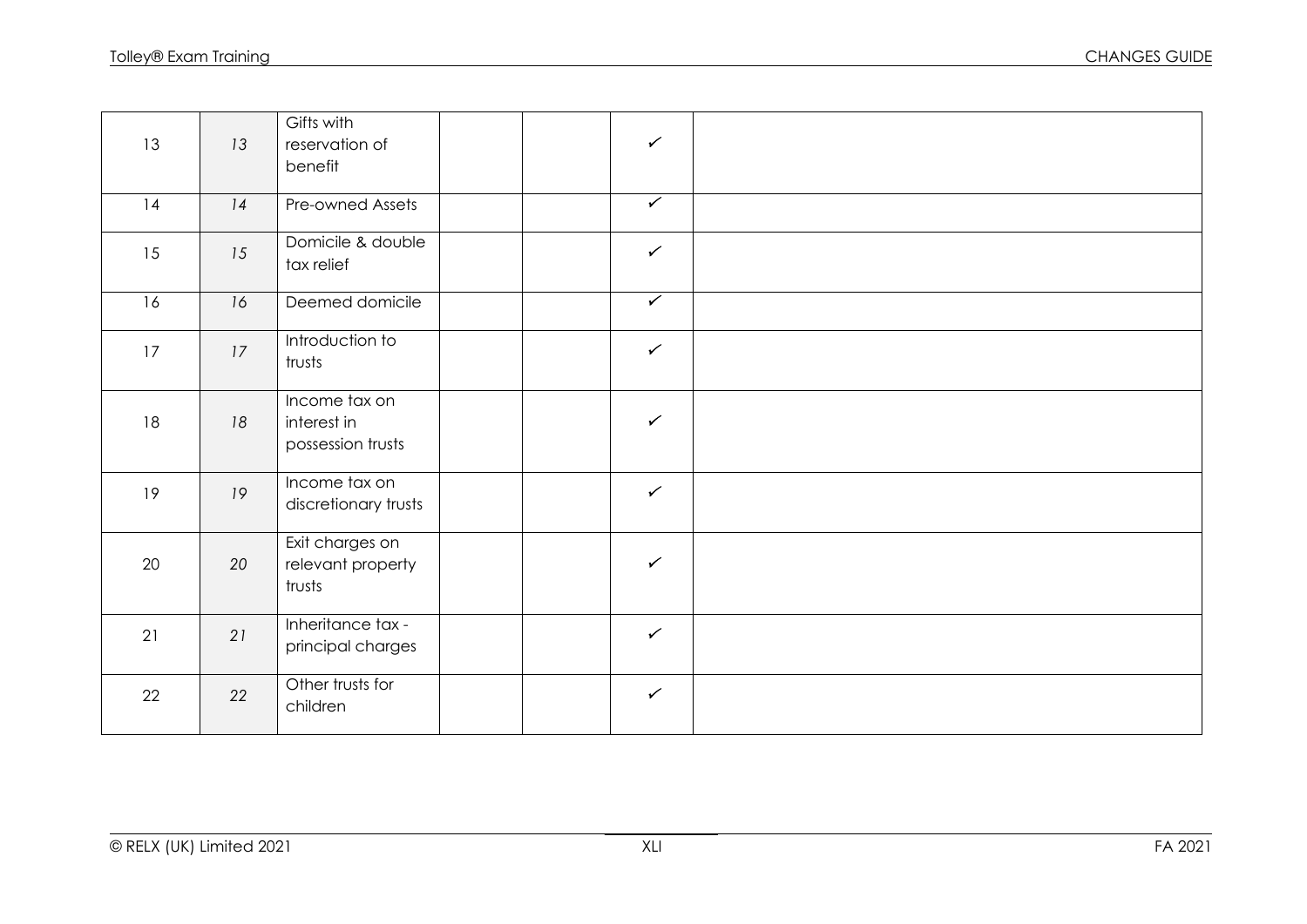| | | | | | | |
|---|---|---|---|---|---|---|
| 13 | *13* | Gifts with reservation of benefit | | | ✓ | |
| 14 | *14* | Pre-owned Assets | | | ✓ | |
| 15 | *15* | Domicile & double tax relief | | | ✓ | |
| 16 | *16* | Deemed domicile | | | ✓ | |
| 17 | *17* | Introduction to trusts | | | ✓ | |
| 18 | *18* | Income tax on interest in possession trusts | | | ✓ | |
| 19 | *19* | Income tax on discretionary trusts | | | ✓ | |
| 20 | *20* | Exit charges on relevant property trusts | | | ✓ | |
| 21 | *21* | Inheritance tax - principal charges | | | ✓ | |
| 22 | *22* | Other trusts for children | | | ✓ | |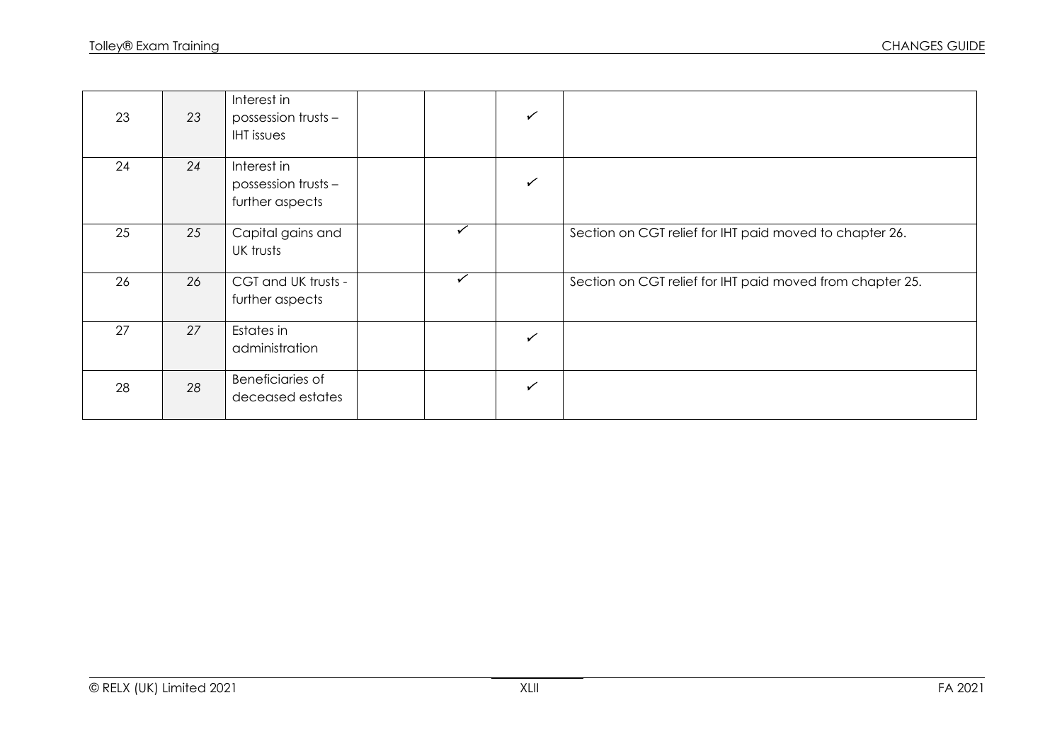| | | | | | | |
|---|---|---|---|---|---|---|
| 23 | 23 | Interest in possession trusts – IHT issues | | | ✓ | |
| 24 | 24 | Interest in possession trusts – further aspects | | | ✓ | |
| 25 | 25 | Capital gains and UK trusts | | ✓ | | Section on CGT relief for IHT paid moved to chapter 26. |
| 26 | 26 | CGT and UK trusts - further aspects | | ✓ | | Section on CGT relief for IHT paid moved from chapter 25. |
| 27 | 27 | Estates in administration | | | ✓ | |
| 28 | 28 | Beneficiaries of deceased estates | | | ✓ | |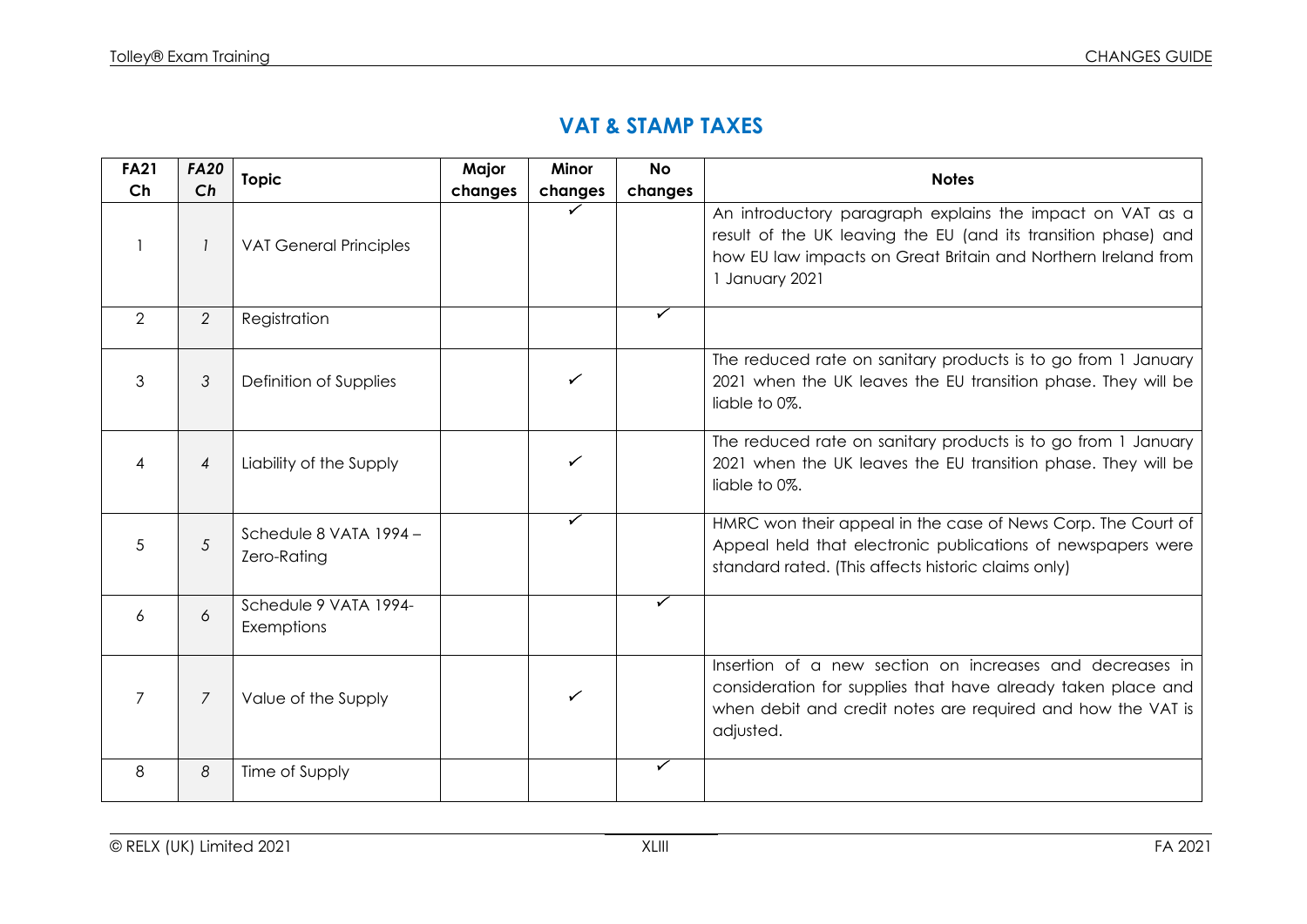## VAT & STAMP TAXES

| FA21 Ch | *FA20 Ch* | Topic | Major changes | Minor changes | No changes | Notes |
|---|---|---|---|---|---|---|
| 1 | *1* | VAT General Principles | | ✓ | | An introductory paragraph explains the impact on VAT as a result of the UK leaving the EU (and its transition phase) and how EU law impacts on Great Britain and Northern Ireland from 1 January 2021 |
| 2 | *2* | Registration | | | ✓ | |
| 3 | *3* | Definition of Supplies | | ✓ | | The reduced rate on sanitary products is to go from 1 January 2021 when the UK leaves the EU transition phase. They will be liable to 0%. |
| 4 | *4* | Liability of the Supply | | ✓ | | The reduced rate on sanitary products is to go from 1 January 2021 when the UK leaves the EU transition phase. They will be liable to 0%. |
| 5 | *5* | Schedule 8 VATA 1994 – Zero-Rating | | ✓ | | HMRC won their appeal in the case of News Corp. The Court of Appeal held that electronic publications of newspapers were standard rated. (This affects historic claims only) |
| 6 | *6* | Schedule 9 VATA 1994- Exemptions | | | ✓ | |
| 7 | *7* | Value of the Supply | | ✓ | | Insertion of a new section on increases and decreases in consideration for supplies that have already taken place and when debit and credit notes are required and how the VAT is adjusted. |
| 8 | *8* | Time of Supply | | | ✓ | |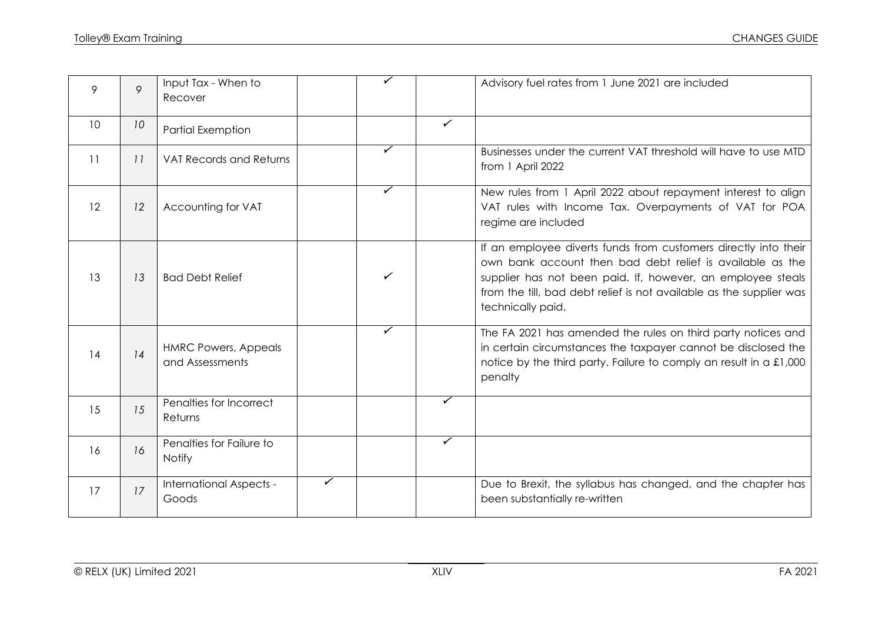| | | | | | | |
|---|---|---|---|---|---|---|
| 9 | *9* | Input Tax - When to Recover | | ✓ | | Advisory fuel rates from 1 June 2021 are included |
| 10 | *10* | Partial Exemption | | | ✓ | |
| 11 | *11* | VAT Records and Returns | | ✓ | | Businesses under the current VAT threshold will have to use MTD from 1 April 2022 |
| 12 | *12* | Accounting for VAT | | ✓ | | New rules from 1 April 2022 about repayment interest to align VAT rules with Income Tax. Overpayments of VAT for POA regime are included |
| 13 | *13* | Bad Debt Relief | | ✓ | | If an employee diverts funds from customers directly into their own bank account then bad debt relief is available as the supplier has not been paid. If, however, an employee steals from the till, bad debt relief is not available as the supplier was technically paid. |
| 14 | *14* | HMRC Powers, Appeals and Assessments | | ✓ | | The FA 2021 has amended the rules on third party notices and in certain circumstances the taxpayer cannot be disclosed the notice by the third party. Failure to comply an result in a £1,000 penalty |
| 15 | *15* | Penalties for Incorrect Returns | | | ✓ | |
| 16 | *16* | Penalties for Failure to Notify | | | ✓ | |
| 17 | *17* | International Aspects - Goods | ✓ | | | Due to Brexit, the syllabus has changed, and the chapter has been substantially re-written |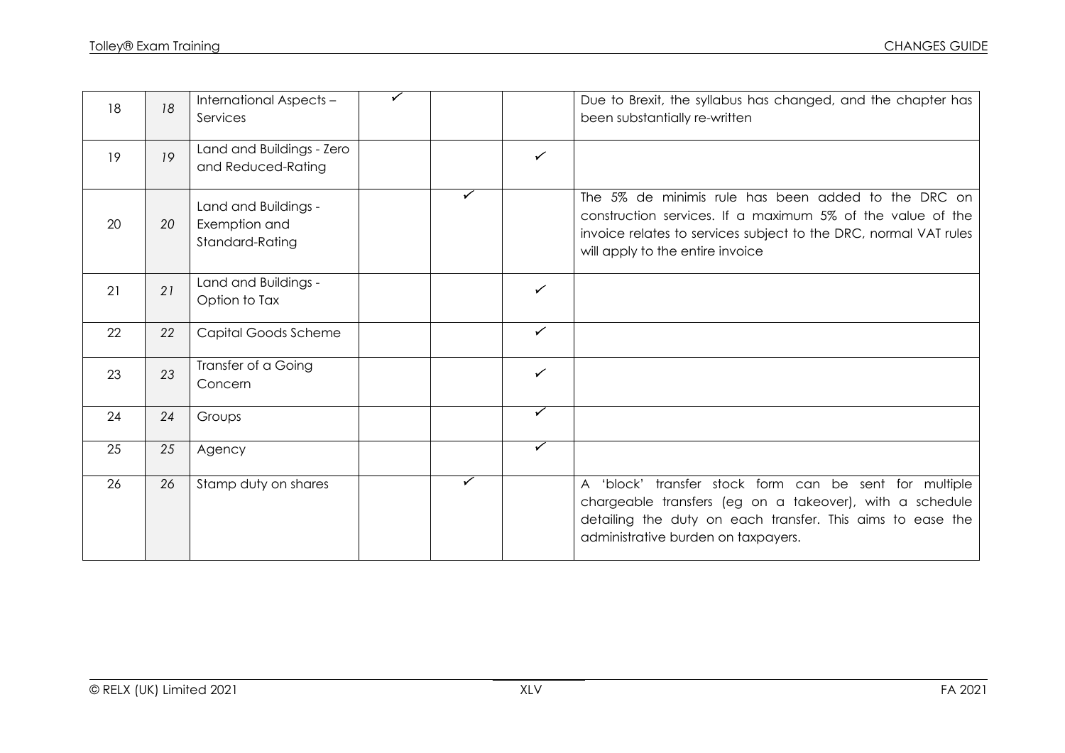| 18 | 18 | International Aspects – Services | ✓ | | | Due to Brexit, the syllabus has changed, and the chapter has been substantially re-written |
|---|---|---|---|---|---|---|
| 19 | 19 | Land and Buildings - Zero and Reduced-Rating | | | ✓ | |
| 20 | 20 | Land and Buildings - Exemption and Standard-Rating | | ✓ | | The 5% de minimis rule has been added to the DRC on construction services. If a maximum 5% of the value of the invoice relates to services subject to the DRC, normal VAT rules will apply to the entire invoice |
| 21 | 21 | Land and Buildings - Option to Tax | | | ✓ | |
| 22 | 22 | Capital Goods Scheme | | | ✓ | |
| 23 | 23 | Transfer of a Going Concern | | | ✓ | |
| 24 | 24 | Groups | | | ✓ | |
| 25 | 25 | Agency | | | ✓ | |
| 26 | 26 | Stamp duty on shares | | ✓ | | A 'block' transfer stock form can be sent for multiple chargeable transfers (eg on a takeover), with a schedule detailing the duty on each transfer. This aims to ease the administrative burden on taxpayers. |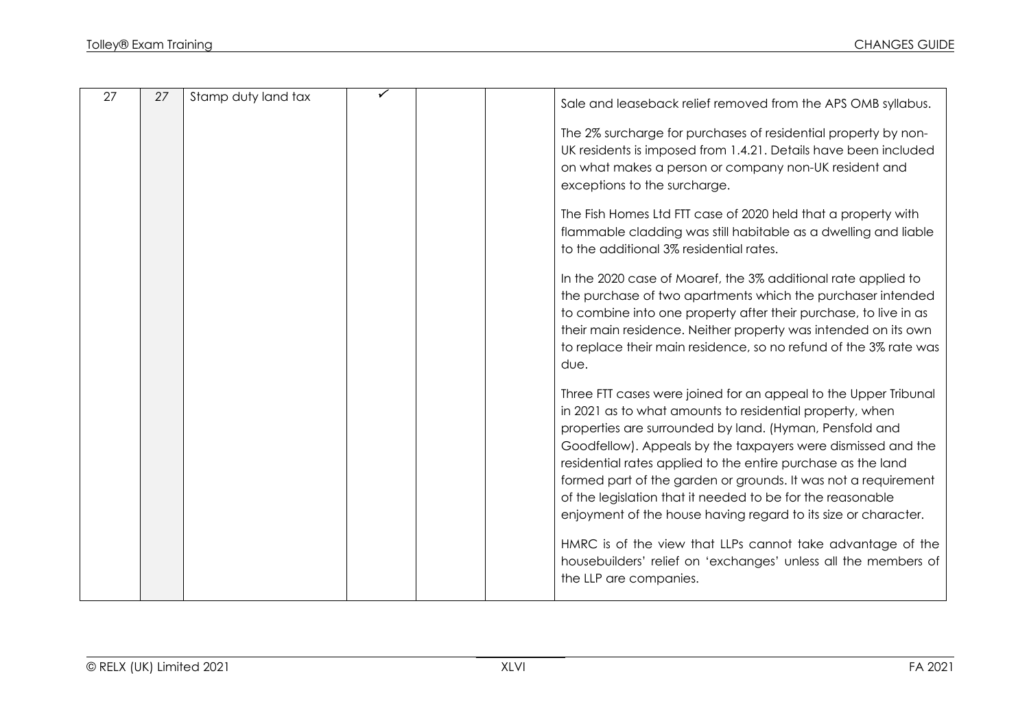| 27 | 27 | Stamp duty land tax | ✓ | | | Sale and leaseback relief removed from the APS OMB syllabus.<br><br>The 2% surcharge for purchases of residential property by non-UK residents is imposed from 1.4.21. Details have been included on what makes a person or company non-UK resident and exceptions to the surcharge.<br><br>The Fish Homes Ltd FTT case of 2020 held that a property with flammable cladding was still habitable as a dwelling and liable to the additional 3% residential rates.<br><br>In the 2020 case of Moaref, the 3% additional rate applied to the purchase of two apartments which the purchaser intended to combine into one property after their purchase, to live in as their main residence. Neither property was intended on its own to replace their main residence, so no refund of the 3% rate was due.<br><br>Three FTT cases were joined for an appeal to the Upper Tribunal in 2021 as to what amounts to residential property, when properties are surrounded by land. (Hyman, Pensfold and Goodfellow). Appeals by the taxpayers were dismissed and the residential rates applied to the entire purchase as the land formed part of the garden or grounds. It was not a requirement of the legislation that it needed to be for the reasonable enjoyment of the house having regard to its size or character.<br><br>HMRC is of the view that LLPs cannot take advantage of the housebuilders' relief on 'exchanges' unless all the members of the LLP are companies. |
|---|---|---|---|---|---|---|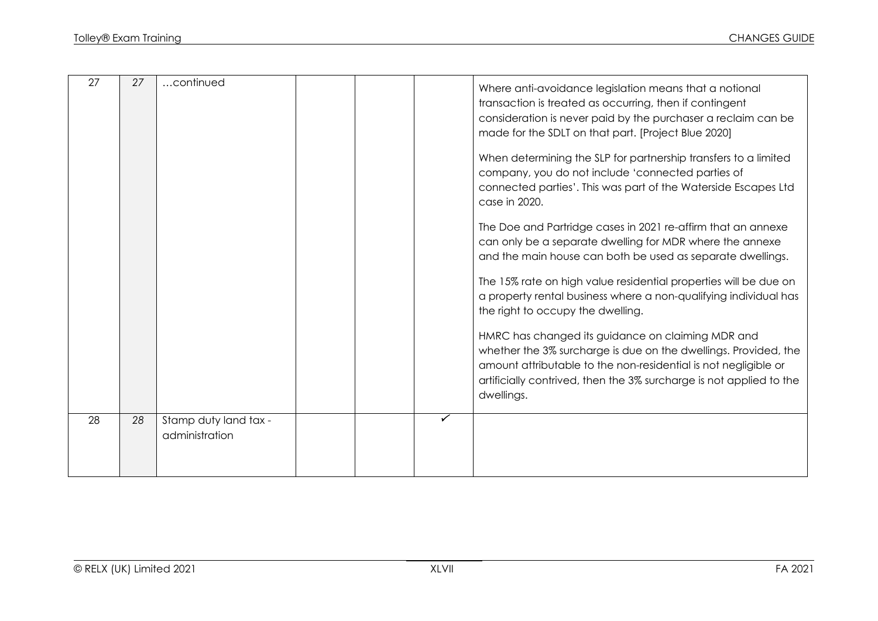| | | | | | | |
|---|---|---|---|---|---|---|
| 27 | 27 | …continued | | | | Where anti-avoidance legislation means that a notional transaction is treated as occurring, then if contingent consideration is never paid by the purchaser a reclaim can be made for the SDLT on that part. [Project Blue 2020]<br><br>When determining the SLP for partnership transfers to a limited company, you do not include 'connected parties of connected parties'. This was part of the Waterside Escapes Ltd case in 2020.<br><br>The Doe and Partridge cases in 2021 re-affirm that an annexe can only be a separate dwelling for MDR where the annexe and the main house can both be used as separate dwellings.<br><br>The 15% rate on high value residential properties will be due on a property rental business where a non-qualifying individual has the right to occupy the dwelling.<br><br>HMRC has changed its guidance on claiming MDR and whether the 3% surcharge is due on the dwellings. Provided, the amount attributable to the non-residential is not negligible or artificially contrived, then the 3% surcharge is not applied to the dwellings. |
| 28 | 28 | Stamp duty land tax - administration | | | ✓ | |